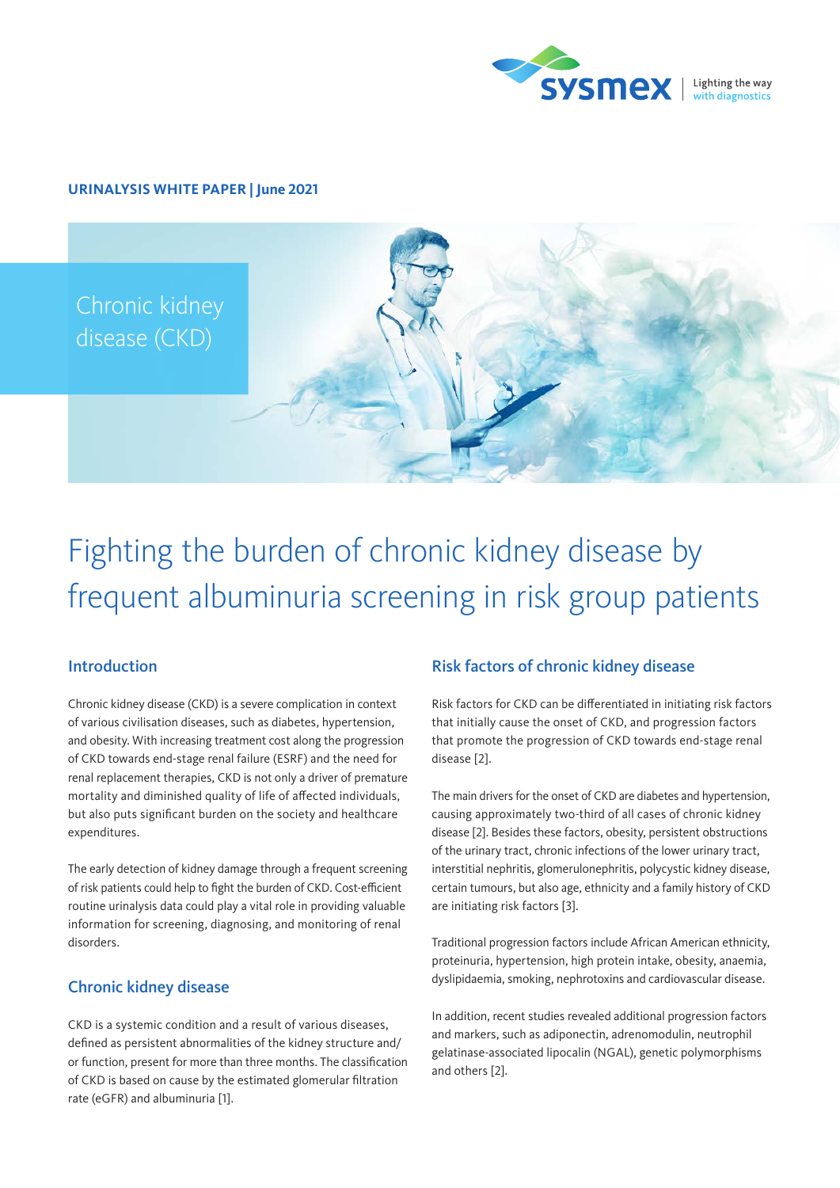URINALYSIS WHITE PAPER | June 2021

Chronic kidney disease (CKD)

# Fighting the burden of chronic kidney disease by frequent albuminuria screening in risk group patients

## Introduction

Chronic kidney disease (CKD) is a severe complication in context of various civilisation diseases, such as diabetes, hypertension, and obesity. With increasing treatment cost along the progression of CKD towards end-stage renal failure (ESRF) and the need for renal replacement therapies, CKD is not only a driver of premature mortality and diminished quality of life of affected individuals, but also puts significant burden on the society and healthcare expenditures.

The early detection of kidney damage through a frequent screening of risk patients could help to fight the burden of CKD. Cost-efficient routine urinalysis data could play a vital role in providing valuable information for screening, diagnosing, and monitoring of renal disorders.

## Chronic kidney disease

CKD is a systemic condition and a result of various diseases, defined as persistent abnormalities of the kidney structure and/or function, present for more than three months. The classification of CKD is based on cause by the estimated glomerular filtration rate (eGFR) and albuminuria [1].

## Risk factors of chronic kidney disease

Risk factors for CKD can be differentiated in initiating risk factors that initially cause the onset of CKD, and progression factors that promote the progression of CKD towards end-stage renal disease [2].

The main drivers for the onset of CKD are diabetes and hypertension, causing approximately two-third of all cases of chronic kidney disease [2]. Besides these factors, obesity, persistent obstructions of the urinary tract, chronic infections of the lower urinary tract, interstitial nephritis, glomerulonephritis, polycystic kidney disease, certain tumours, but also age, ethnicity and a family history of CKD are initiating risk factors [3].

Traditional progression factors include African American ethnicity, proteinuria, hypertension, high protein intake, obesity, anaemia, dyslipidaemia, smoking, nephrotoxins and cardiovascular disease.

In addition, recent studies revealed additional progression factors and markers, such as adiponectin, adrenomodulin, neutrophil gelatinase-associated lipocalin (NGAL), genetic polymorphisms and others [2].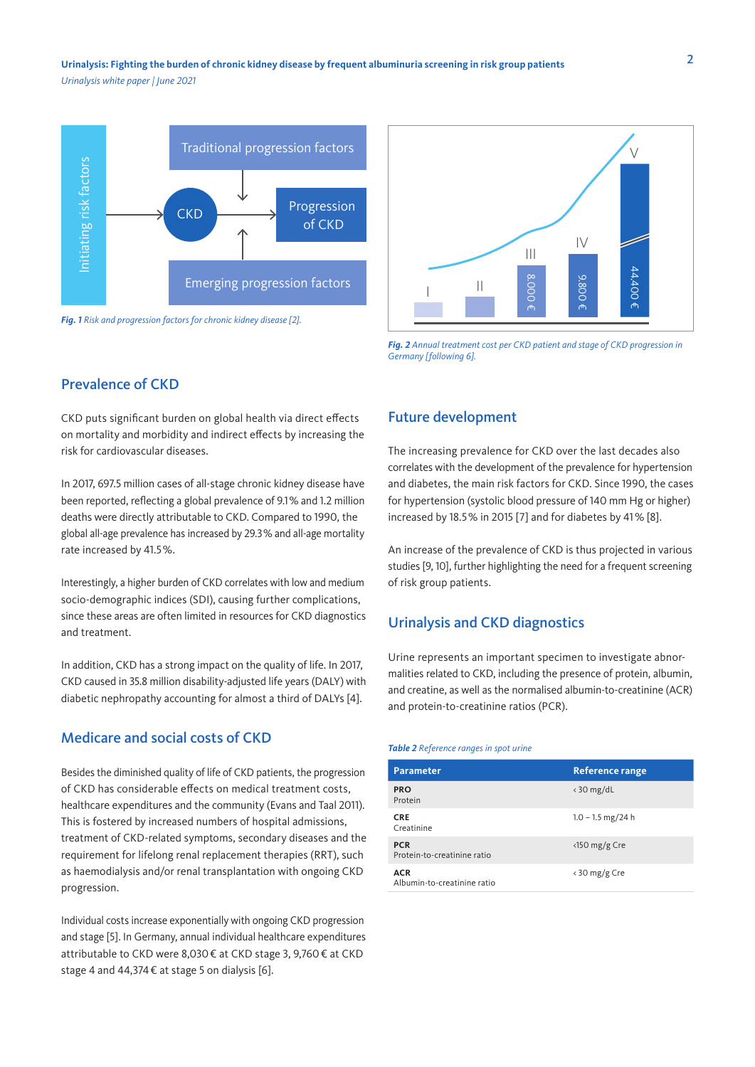*Fig. 1* Risk and progression factors for chronic kidney disease [2].

*Fig. 2* Annual treatment cost per CKD patient and stage of CKD progression in Germany [following 6].

## Prevalence of CKD

CKD puts significant burden on global health via direct effects on mortality and morbidity and indirect effects by increasing the risk for cardiovascular diseases.

In 2017, 697.5 million cases of all-stage chronic kidney disease have been reported, reflecting a global prevalence of 9.1% and 1.2 million deaths were directly attributable to CKD. Compared to 1990, the global all-age prevalence has increased by 29.3% and all-age mortality rate increased by 41.5%.

Interestingly, a higher burden of CKD correlates with low and medium socio-demographic indices (SDI), causing further complications, since these areas are often limited in resources for CKD diagnostics and treatment.

In addition, CKD has a strong impact on the quality of life. In 2017, CKD caused in 35.8 million disability-adjusted life years (DALY) with diabetic nephropathy accounting for almost a third of DALYs [4].

## Medicare and social costs of CKD

Besides the diminished quality of life of CKD patients, the progression of CKD has considerable effects on medical treatment costs, healthcare expenditures and the community (Evans and Taal 2011). This is fostered by increased numbers of hospital admissions, treatment of CKD-related symptoms, secondary diseases and the requirement for lifelong renal replacement therapies (RRT), such as haemodialysis and/or renal transplantation with ongoing CKD progression.

Individual costs increase exponentially with ongoing CKD progression and stage [5]. In Germany, annual individual healthcare expenditures attributable to CKD were 8,030 € at CKD stage 3, 9,760 € at CKD stage 4 and 44,374 € at stage 5 on dialysis [6].

## Future development

The increasing prevalence for CKD over the last decades also correlates with the development of the prevalence for hypertension and diabetes, the main risk factors for CKD. Since 1990, the cases for hypertension (systolic blood pressure of 140 mm Hg or higher) increased by 18.5% in 2015 [7] and for diabetes by 41% [8].

An increase of the prevalence of CKD is thus projected in various studies [9, 10], further highlighting the need for a frequent screening of risk group patients.

## Urinalysis and CKD diagnostics

Urine represents an important specimen to investigate abnormalities related to CKD, including the presence of protein, albumin, and creatine, as well as the normalised albumin-to-creatinine (ACR) and protein-to-creatinine ratios (PCR).

*Table 2* Reference ranges in spot urine

| Parameter | Reference range |
|---|---|
| **PRO** Protein | < 30 mg/dL |
| **CRE** Creatinine | 1.0 – 1.5 mg/24 h |
| **PCR** Protein-to-creatinine ratio | <150 mg/g Cre |
| **ACR** Albumin-to-creatinine ratio | < 30 mg/g Cre |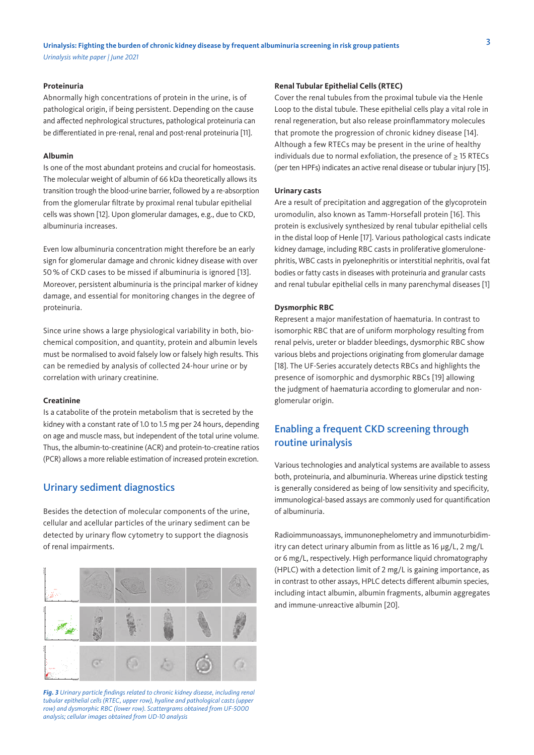### Proteinuria

Abnormally high concentrations of protein in the urine, is of pathological origin, if being persistent. Depending on the cause and affected nephrological structures, pathological proteinuria can be differentiated in pre-renal, renal and post-renal proteinuria [11].

### Albumin

Is one of the most abundant proteins and crucial for homeostasis. The molecular weight of albumin of 66 kDa theoretically allows its transition trough the blood-urine barrier, followed by a re-absorption from the glomerular filtrate by proximal renal tubular epithelial cells was shown [12]. Upon glomerular damages, e.g., due to CKD, albuminuria increases.

Even low albuminuria concentration might therefore be an early sign for glomerular damage and chronic kidney disease with over 50 % of CKD cases to be missed if albuminuria is ignored [13]. Moreover, persistent albuminuria is the principal marker of kidney damage, and essential for monitoring changes in the degree of proteinuria.

Since urine shows a large physiological variability in both, biochemical composition, and quantity, protein and albumin levels must be normalised to avoid falsely low or falsely high results. This can be remedied by analysis of collected 24-hour urine or by correlation with urinary creatinine.

### Creatinine

Is a catabolite of the protein metabolism that is secreted by the kidney with a constant rate of 1.0 to 1.5 mg per 24 hours, depending on age and muscle mass, but independent of the total urine volume. Thus, the albumin-to-creatinine (ACR) and protein-to-creatine ratios (PCR) allows a more reliable estimation of increased protein excretion.

## Urinary sediment diagnostics

Besides the detection of molecular components of the urine, cellular and acellular particles of the urinary sediment can be detected by urinary flow cytometry to support the diagnosis of renal impairments.

*Fig. 3 Urinary particle findings related to chronic kidney disease, including renal tubular epithelial cells (RTEC, upper row), hyaline and pathological casts (upper row) and dysmorphic RBC (lower row). Scattergrams obtained from UF-5000 analysis; cellular images obtained from UD-10 analysis*

### Renal Tubular Epithelial Cells (RTEC)

Cover the renal tubules from the proximal tubule via the Henle Loop to the distal tubule. These epithelial cells play a vital role in renal regeneration, but also release proinflammatory molecules that promote the progression of chronic kidney disease [14]. Although a few RTECs may be present in the urine of healthy individuals due to normal exfoliation, the presence of ≥ 15 RTECs (per ten HPFs) indicates an active renal disease or tubular injury [15].

### Urinary casts

Are a result of precipitation and aggregation of the glycoprotein uromodulin, also known as Tamm-Horsefall protein [16]. This protein is exclusively synthesized by renal tubular epithelial cells in the distal loop of Henle [17]. Various pathological casts indicate kidney damage, including RBC casts in proliferative glomerulonephritis, WBC casts in pyelonephritis or interstitial nephritis, oval fat bodies or fatty casts in diseases with proteinuria and granular casts and renal tubular epithelial cells in many parenchymal diseases [1]

### Dysmorphic RBC

Represent a major manifestation of haematuria. In contrast to isomorphic RBC that are of uniform morphology resulting from renal pelvis, ureter or bladder bleedings, dysmorphic RBC show various blebs and projections originating from glomerular damage [18]. The UF-Series accurately detects RBCs and highlights the presence of isomorphic and dysmorphic RBCs [19] allowing the judgment of haematuria according to glomerular and non-glomerular origin.

## Enabling a frequent CKD screening through routine urinalysis

Various technologies and analytical systems are available to assess both, proteinuria, and albuminuria. Whereas urine dipstick testing is generally considered as being of low sensitivity and specificity, immunological-based assays are commonly used for quantification of albuminuria.

Radioimmunoassays, immunonephelometry and immunoturbidimitry can detect urinary albumin from as little as 16 µg/L, 2 mg/L or 6 mg/L, respectively. High performance liquid chromatography (HPLC) with a detection limit of 2 mg/L is gaining importance, as in contrast to other assays, HPLC detects different albumin species, including intact albumin, albumin fragments, albumin aggregates and immune-unreactive albumin [20].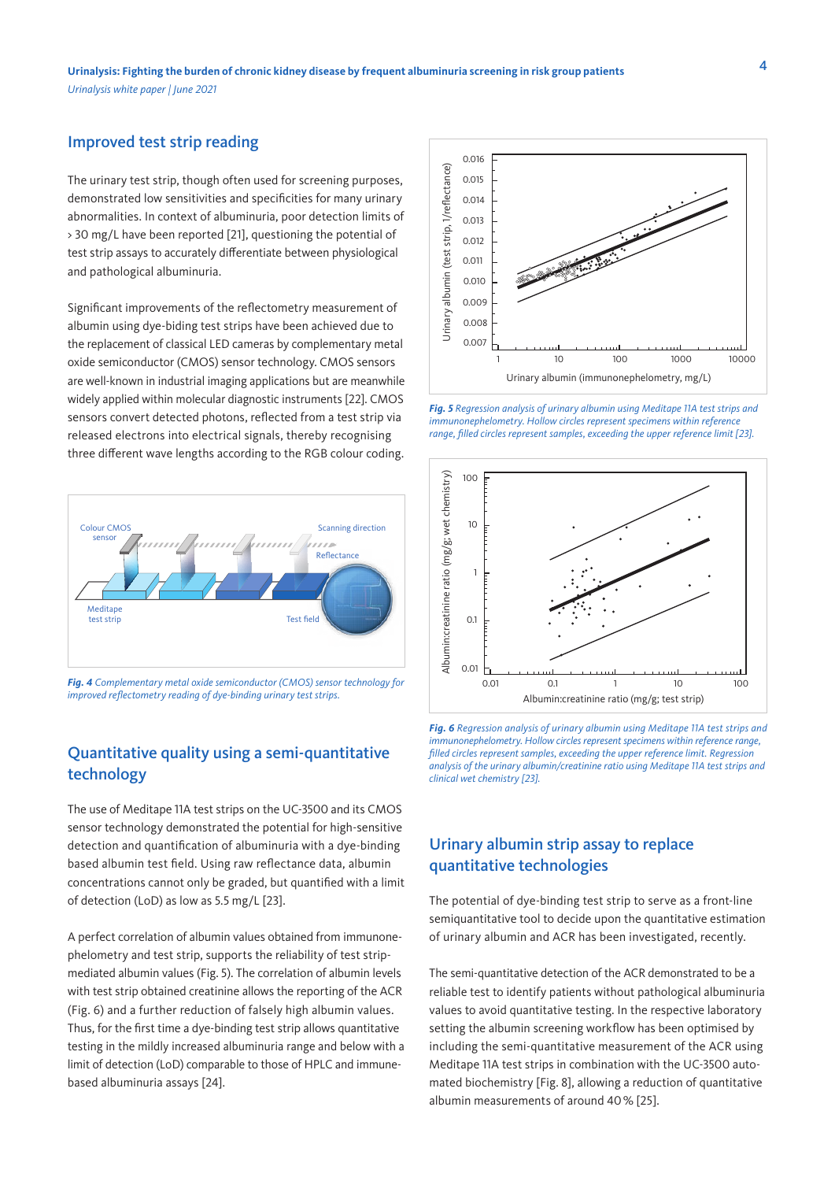## Improved test strip reading

The urinary test strip, though often used for screening purposes, demonstrated low sensitivities and specificities for many urinary abnormalities. In context of albuminuria, poor detection limits of > 30 mg/L have been reported [21], questioning the potential of test strip assays to accurately differentiate between physiological and pathological albuminuria.

Significant improvements of the reflectometry measurement of albumin using dye-biding test strips have been achieved due to the replacement of classical LED cameras by complementary metal oxide semiconductor (CMOS) sensor technology. CMOS sensors are well-known in industrial imaging applications but are meanwhile widely applied within molecular diagnostic instruments [22]. CMOS sensors convert detected photons, reflected from a test strip via released electrons into electrical signals, thereby recognising three different wave lengths according to the RGB colour coding.

*Fig. 4 Complementary metal oxide semiconductor (CMOS) sensor technology for improved reflectometry reading of dye-binding urinary test strips.*

## Quantitative quality using a semi-quantitative technology

The use of Meditape 11A test strips on the UC-3500 and its CMOS sensor technology demonstrated the potential for high-sensitive detection and quantification of albuminuria with a dye-binding based albumin test field. Using raw reflectance data, albumin concentrations cannot only be graded, but quantified with a limit of detection (LoD) as low as 5.5 mg/L [23].

A perfect correlation of albumin values obtained from immunonephelometry and test strip, supports the reliability of test strip-mediated albumin values (Fig. 5). The correlation of albumin levels with test strip obtained creatinine allows the reporting of the ACR (Fig. 6) and a further reduction of falsely high albumin values. Thus, for the first time a dye-binding test strip allows quantitative testing in the mildly increased albuminuria range and below with a limit of detection (LoD) comparable to those of HPLC and immune-based albuminuria assays [24].

*Fig. 5 Regression analysis of urinary albumin using Meditape 11A test strips and immunonephelometry. Hollow circles represent specimens within reference range, filled circles represent samples, exceeding the upper reference limit [23].*

*Fig. 6 Regression analysis of urinary albumin using Meditape 11A test strips and immunonephelometry. Hollow circles represent specimens within reference range, filled circles represent samples, exceeding the upper reference limit. Regression analysis of the urinary albumin/creatinine ratio using Meditape 11A test strips and clinical wet chemistry [23].*

## Urinary albumin strip assay to replace quantitative technologies

The potential of dye-binding test strip to serve as a front-line semiquantitative tool to decide upon the quantitative estimation of urinary albumin and ACR has been investigated, recently.

The semi-quantitative detection of the ACR demonstrated to be a reliable test to identify patients without pathological albuminuria values to avoid quantitative testing. In the respective laboratory setting the albumin screening workflow has been optimised by including the semi-quantitative measurement of the ACR using Meditape 11A test strips in combination with the UC-3500 automated biochemistry [Fig. 8], allowing a reduction of quantitative albumin measurements of around 40 % [25].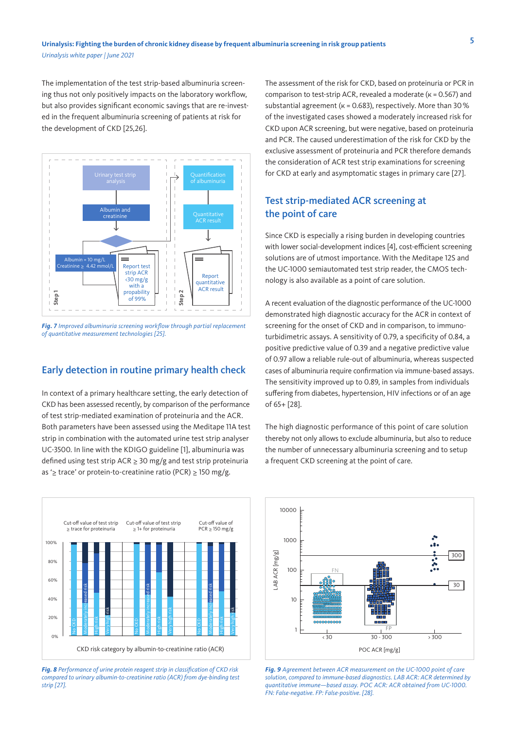The implementation of the test strip-based albuminuria screening thus not only positively impacts on the laboratory workflow, but also provides significant economic savings that are re-invested in the frequent albuminuria screening of patients at risk for the development of CKD [25,26].

***Fig. 7*** *Improved albuminuria screening workflow through partial replacement of quantitative measurement technologies [25].*

## Early detection in routine primary health check

In context of a primary healthcare setting, the early detection of CKD has been assessed recently, by comparison of the performance of test strip-mediated examination of proteinuria and the ACR. Both parameters have been assessed using the Meditape 11A test strip in combination with the automated urine test strip analyser UC-3500. In line with the KDIGO guideline [1], albuminuria was defined using test strip ACR ≥ 30 mg/g and test strip proteinuria as '≥ trace' or protein-to-creatinine ratio (PCR) ≥ 150 mg/g.

The assessment of the risk for CKD, based on proteinuria or PCR in comparison to test-strip ACR, revealed a moderate (κ = 0.567) and substantial agreement (κ = 0.683), respectively. More than 30 % of the investigated cases showed a moderately increased risk for CKD upon ACR screening, but were negative, based on proteinuria and PCR. The caused underestimation of the risk for CKD by the exclusive assessment of proteinuria and PCR therefore demands the consideration of ACR test strip examinations for screening for CKD at early and asymptomatic stages in primary care [27].

## Test strip-mediated ACR screening at the point of care

Since CKD is especially a rising burden in developing countries with lower social-development indices [4], cost-efficient screening solutions are of utmost importance. With the Meditape 12S and the UC-1000 semiautomated test strip reader, the CMOS technology is also available as a point of care solution.

A recent evaluation of the diagnostic performance of the UC-1000 demonstrated high diagnostic accuracy for the ACR in context of screening for the onset of CKD and in comparison, to immunoturbidimetric assays. A sensitivity of 0.79, a specificity of 0.84, a positive predictive value of 0.39 and a negative predictive value of 0.97 allow a reliable rule-out of albuminuria, whereas suspected cases of albuminuria require confirmation via immune-based assays. The sensitivity improved up to 0.89, in samples from individuals suffering from diabetes, hypertension, HIV infections or of an age of 65+ [28].

The high diagnostic performance of this point of care solution thereby not only allows to exclude albuminuria, but also to reduce the number of unnecessary albuminuria screening and to setup a frequent CKD screening at the point of care.

***Fig. 8*** *Performance of urine protein reagent strip in classification of CKD risk compared to urinary albumin-to-creatinine ratio (ACR) from dye-binding test strip [27].*

***Fig. 9*** *Agreement between ACR measurement on the UC-1000 point of care solution, compared to immune-based diagnostics. LAB ACR: ACR determined by quantitative immune—based assay. POC ACR: ACR obtained from UC-1000. FN: False-negative. FP: False-positive. [28].*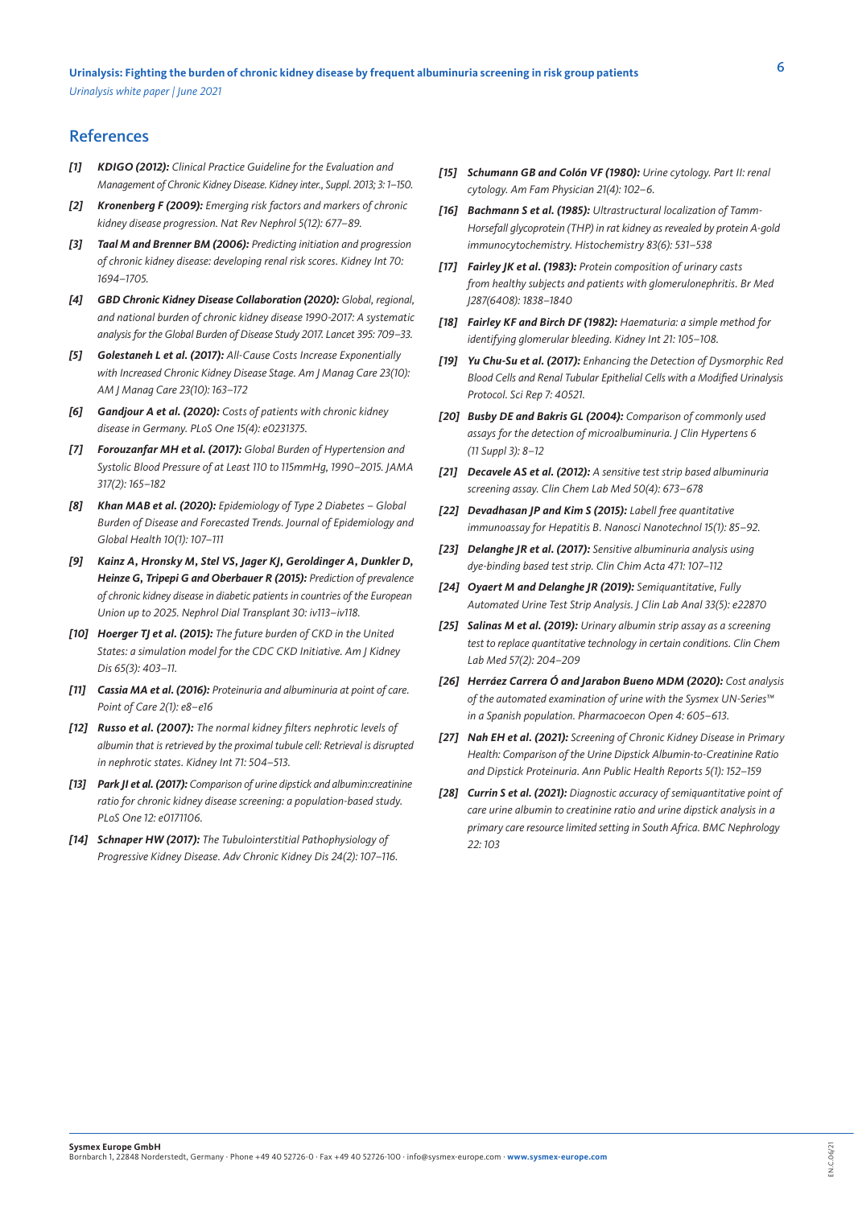## References

*[1]* ***KDIGO (2012):*** *Clinical Practice Guideline for the Evaluation and Management of Chronic Kidney Disease. Kidney inter., Suppl. 2013; 3: 1–150.*

*[2]* ***Kronenberg F (2009):*** *Emerging risk factors and markers of chronic kidney disease progression. Nat Rev Nephrol 5(12): 677–89.*

*[3]* ***Taal M and Brenner BM (2006):*** *Predicting initiation and progression of chronic kidney disease: developing renal risk scores. Kidney Int 70: 1694–1705.*

*[4]* ***GBD Chronic Kidney Disease Collaboration (2020):*** *Global, regional, and national burden of chronic kidney disease 1990-2017: A systematic analysis for the Global Burden of Disease Study 2017. Lancet 395: 709–33.*

*[5]* ***Golestaneh L et al. (2017):*** *All-Cause Costs Increase Exponentially with Increased Chronic Kidney Disease Stage. Am J Manag Care 23(10): AM J Manag Care 23(10): 163–172*

*[6]* ***Gandjour A et al. (2020):*** *Costs of patients with chronic kidney disease in Germany. PLoS One 15(4): e0231375.*

*[7]* ***Forouzanfar MH et al. (2017):*** *Global Burden of Hypertension and Systolic Blood Pressure of at Least 110 to 115mmHg, 1990–2015. JAMA 317(2): 165–182*

*[8]* ***Khan MAB et al. (2020):*** *Epidemiology of Type 2 Diabetes – Global Burden of Disease and Forecasted Trends. Journal of Epidemiology and Global Health 10(1): 107–111*

*[9]* ***Kainz A, Hronsky M, Stel VS, Jager KJ, Geroldinger A, Dunkler D, Heinze G, Tripepi G and Oberbauer R (2015):*** *Prediction of prevalence of chronic kidney disease in diabetic patients in countries of the European Union up to 2025. Nephrol Dial Transplant 30: iv113–iv118.*

*[10]* ***Hoerger TJ et al. (2015):*** *The future burden of CKD in the United States: a simulation model for the CDC CKD Initiative. Am J Kidney Dis 65(3): 403–11.*

*[11]* ***Cassia MA et al. (2016):*** *Proteinuria and albuminuria at point of care. Point of Care 2(1): e8–e16*

*[12]* ***Russo et al. (2007):*** *The normal kidney filters nephrotic levels of albumin that is retrieved by the proximal tubule cell: Retrieval is disrupted in nephrotic states. Kidney Int 71: 504–513.*

*[13]* ***Park JI et al. (2017):*** *Comparison of urine dipstick and albumin:creatinine ratio for chronic kidney disease screening: a population-based study. PLoS One 12: e0171106.*

*[14]* ***Schnaper HW (2017):*** *The Tubulointerstitial Pathophysiology of Progressive Kidney Disease. Adv Chronic Kidney Dis 24(2): 107–116.*

*[15]* ***Schumann GB and Colón VF (1980):*** *Urine cytology. Part II: renal cytology. Am Fam Physician 21(4): 102–6.*

*[16]* ***Bachmann S et al. (1985):*** *Ultrastructural localization of Tamm-Horsefall glycoprotein (THP) in rat kidney as revealed by protein A-gold immunocytochemistry. Histochemistry 83(6): 531–538*

*[17]* ***Fairley JK et al. (1983):*** *Protein composition of urinary casts from healthy subjects and patients with glomerulonephritis. Br Med J287(6408): 1838–1840*

*[18]* ***Fairley KF and Birch DF (1982):*** *Haematuria: a simple method for identifying glomerular bleeding. Kidney Int 21: 105–108.*

*[19]* ***Yu Chu-Su et al. (2017):*** *Enhancing the Detection of Dysmorphic Red Blood Cells and Renal Tubular Epithelial Cells with a Modified Urinalysis Protocol. Sci Rep 7: 40521.*

*[20]* ***Busby DE and Bakris GL (2004):*** *Comparison of commonly used assays for the detection of microalbuminuria. J Clin Hypertens 6 (11 Suppl 3): 8–12*

*[21]* ***Decavele AS et al. (2012):*** *A sensitive test strip based albuminuria screening assay. Clin Chem Lab Med 50(4): 673–678*

*[22]* ***Devadhasan JP and Kim S (2015):*** *Labell free quantitative immunoassay for Hepatitis B. Nanosci Nanotechnol 15(1): 85–92.*

*[23]* ***Delanghe JR et al. (2017):*** *Sensitive albuminuria analysis using dye-binding based test strip. Clin Chim Acta 471: 107–112*

*[24]* ***Oyaert M and Delanghe JR (2019):*** *Semiquantitative, Fully Automated Urine Test Strip Analysis. J Clin Lab Anal 33(5): e22870*

*[25]* ***Salinas M et al. (2019):*** *Urinary albumin strip assay as a screening test to replace quantitative technology in certain conditions. Clin Chem Lab Med 57(2): 204–209*

*[26]* ***Herráez Carrera Ó and Jarabon Bueno MDM (2020):*** *Cost analysis of the automated examination of urine with the Sysmex UN-Series™ in a Spanish population. Pharmacoecon Open 4: 605–613.*

*[27]* ***Nah EH et al. (2021):*** *Screening of Chronic Kidney Disease in Primary Health: Comparison of the Urine Dipstick Albumin-to-Creatinine Ratio and Dipstick Proteinuria. Ann Public Health Reports 5(1): 152–159*

*[28]* ***Currin S et al. (2021):*** *Diagnostic accuracy of semiquantitative point of care urine albumin to creatinine ratio and urine dipstick analysis in a primary care resource limited setting in South Africa. BMC Nephrology 22: 103*

**Sysmex Europe GmbH**
Bornbarch 1, 22848 Norderstedt, Germany · Phone +49 40 52726-0 · Fax +49 40 52726-100 · info@sysmex-europe.com · **www.sysmex-europe.com**

EN.C.06/21